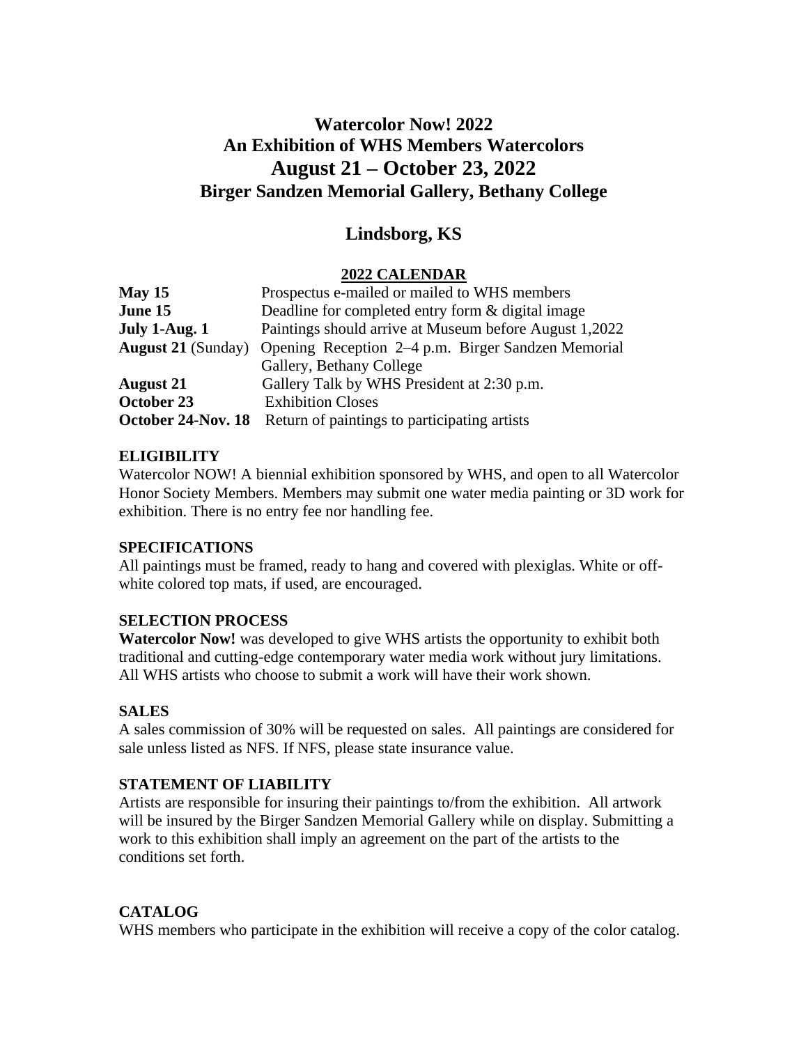# Watercolor Now! 2022
# An Exhibition of WHS Members Watercolors
# August 21 – October 23, 2022
# Birger Sandzen Memorial Gallery, Bethany College

## Lindsborg, KS

### 2022 CALENDAR

| | |
|---|---|
| **May 15** | Prospectus e-mailed or mailed to WHS members |
| **June 15** | Deadline for completed entry form & digital image |
| **July 1-Aug. 1** | Paintings should arrive at Museum before August 1,2022 |
| **August 21** (Sunday) | Opening Reception 2–4 p.m. Birger Sandzen Memorial Gallery, Bethany College |
| **August 21** | Gallery Talk by WHS President at 2:30 p.m. |
| **October 23** | Exhibition Closes |
| **October 24-Nov. 18** | Return of paintings to participating artists |

### ELIGIBILITY

Watercolor NOW! A biennial exhibition sponsored by WHS, and open to all Watercolor Honor Society Members. Members may submit one water media painting or 3D work for exhibition. There is no entry fee nor handling fee.

### SPECIFICATIONS

All paintings must be framed, ready to hang and covered with plexiglas. White or off-white colored top mats, if used, are encouraged.

### SELECTION PROCESS

**Watercolor Now!** was developed to give WHS artists the opportunity to exhibit both traditional and cutting-edge contemporary water media work without jury limitations. All WHS artists who choose to submit a work will have their work shown.

### SALES

A sales commission of 30% will be requested on sales. All paintings are considered for sale unless listed as NFS. If NFS, please state insurance value.

### STATEMENT OF LIABILITY

Artists are responsible for insuring their paintings to/from the exhibition. All artwork will be insured by the Birger Sandzen Memorial Gallery while on display. Submitting a work to this exhibition shall imply an agreement on the part of the artists to the conditions set forth.

### CATALOG

WHS members who participate in the exhibition will receive a copy of the color catalog.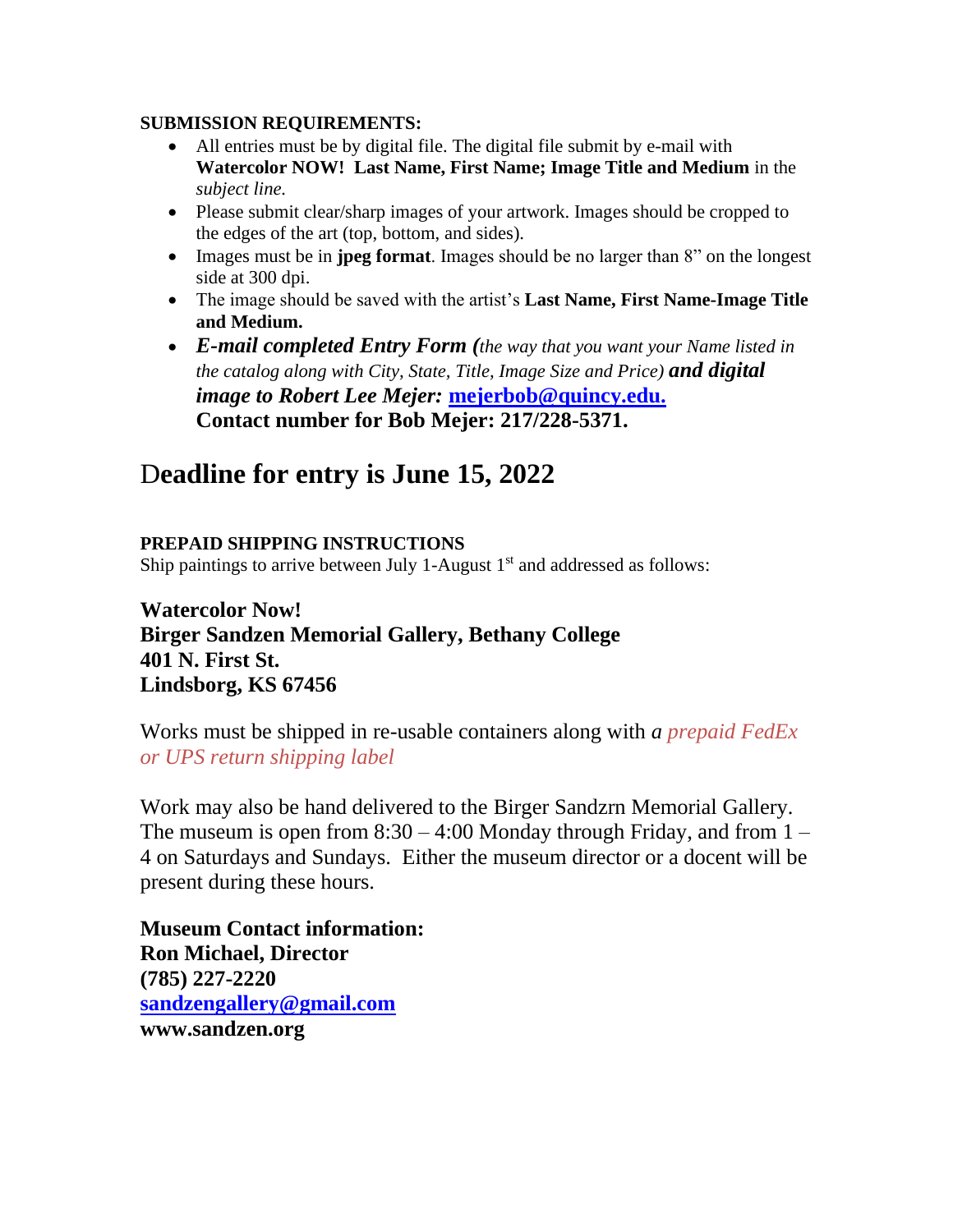**SUBMISSION REQUIREMENTS:**

- All entries must be by digital file. The digital file submit by e-mail with **Watercolor NOW! Last Name, First Name; Image Title and Medium** in the *subject line.*
- Please submit clear/sharp images of your artwork. Images should be cropped to the edges of the art (top, bottom, and sides).
- Images must be in **jpeg format**. Images should be no larger than 8" on the longest side at 300 dpi.
- The image should be saved with the artist's **Last Name, First Name-Image Title and Medium.**
- ***E-mail completed Entry Form (****the way that you want your Name listed in the catalog along with City, State, Title, Image Size and Price)* ***and digital image to Robert Lee Mejer:*** **mejerbob@quincy.edu.**
  **Contact number for Bob Mejer: 217/228-5371.**

## Deadline for entry is June 15, 2022

**PREPAID SHIPPING INSTRUCTIONS**

Ship paintings to arrive between July 1-August 1st and addressed as follows:

**Watercolor Now!**
**Birger Sandzen Memorial Gallery, Bethany College**
**401 N. First St.**
**Lindsborg, KS 67456**

Works must be shipped in re-usable containers along with ***a*** *prepaid FedEx or UPS return shipping label*

Work may also be hand delivered to the Birger Sandzrn Memorial Gallery. The museum is open from 8:30 – 4:00 Monday through Friday, and from 1 – 4 on Saturdays and Sundays. Either the museum director or a docent will be present during these hours.

**Museum Contact information:**
**Ron Michael, Director**
**(785) 227-2220**
**sandzengallery@gmail.com**
**www.sandzen.org**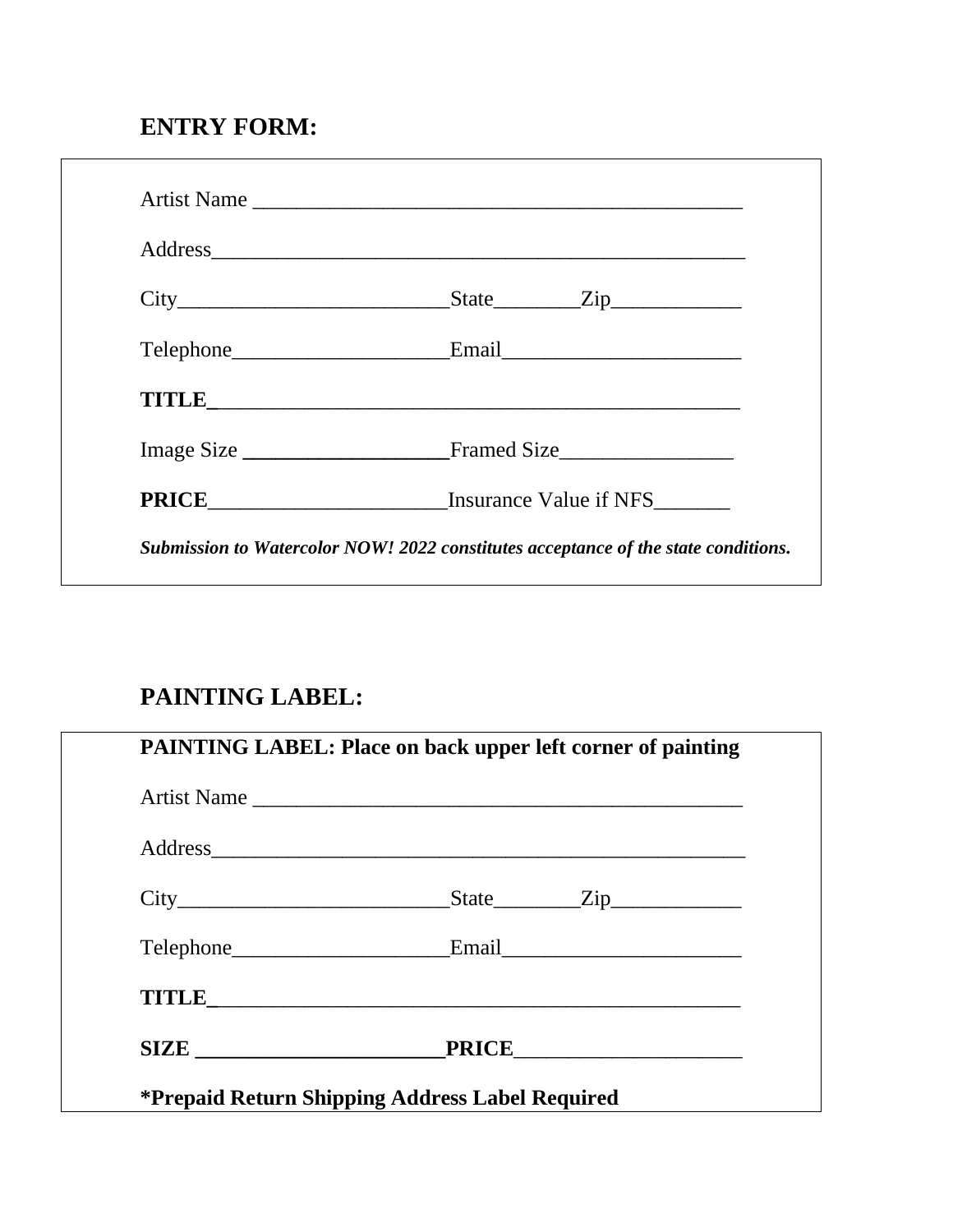## ENTRY FORM:

Artist Name ______________________________________________

Address__________________________________________________

City_________________________State________Zip____________

Telephone____________________Email______________________

**TITLE**____________________________________________________

Image Size ___________________Framed Size________________

**PRICE**______________________Insurance Value if NFS_______

***Submission to Watercolor NOW! 2022 constitutes acceptance of the state conditions.***

## PAINTING LABEL:

**PAINTING LABEL: Place on back upper left corner of painting**

Artist Name ______________________________________________

Address__________________________________________________

City_________________________State________Zip____________

Telephone____________________Email______________________

**TITLE**____________________________________________________

**SIZE** _______________________**PRICE**_____________________

**\*Prepaid Return Shipping Address Label Required**